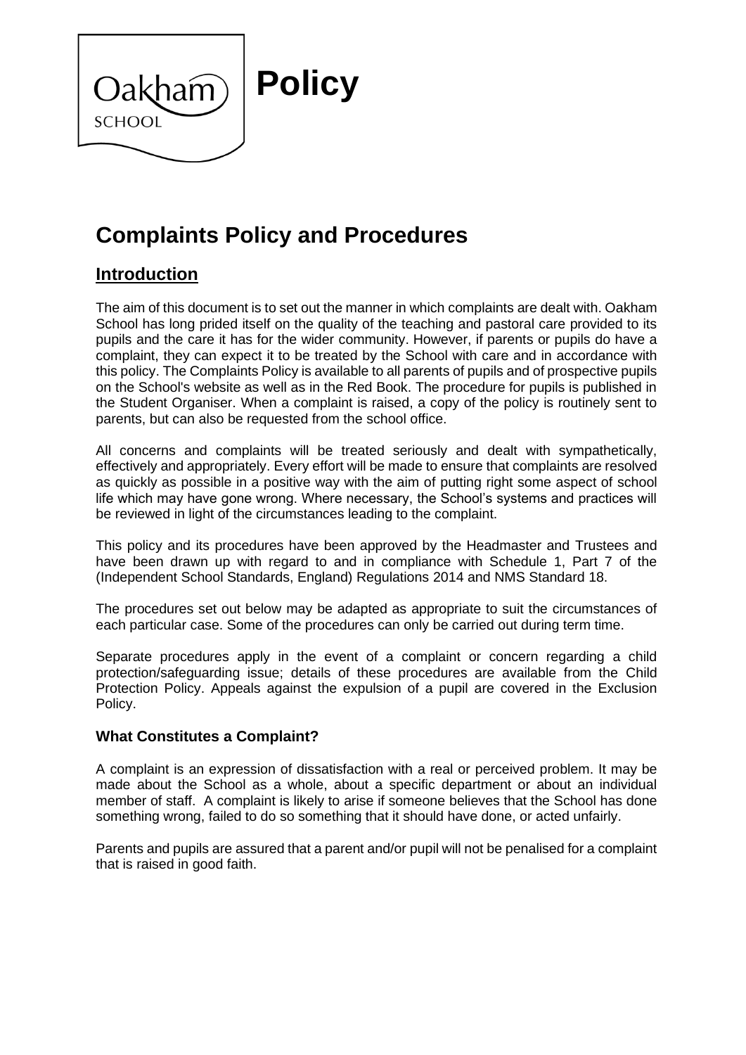# Policy

## Complaints Policy and Procedures

### Introduction

The aim of this document is to set out the manner in which complaints are dealt with. Oakham School has long prided itself on the quality of the teaching and pastoral care provided to its pupils and the care it has for the wider community. However, if parents or pupils do have a complaint, they can expect it to be treated by the School with care and in accordance with this policy. The Complaints Policy is available to all parents of pupils and of prospective pupils on the School's website as well as in the Red Book. The procedure for pupils is published in the Student Organiser. When a complaint is raised, a copy of the policy is routinely sent to parents, but can also be requested from the school office.

All concerns and complaints will be treated seriously and dealt with sympathetically, effectively and appropriately. Every effort will be made to ensure that complaints are resolved as quickly as possible in a positive way with the aim of putting right some aspect of school life which may have gone wrong. Where necessary, the School's systems and practices will be reviewed in light of the circumstances leading to the complaint.

This policy and its procedures have been approved by the Headmaster and Trustees and have been drawn up with regard to and in compliance with Schedule 1, Part 7 of the (Independent School Standards, England) Regulations 2014 and NMS Standard 18.

The procedures set out below may be adapted as appropriate to suit the circumstances of each particular case. Some of the procedures can only be carried out during term time.

Separate procedures apply in the event of a complaint or concern regarding a child protection/safeguarding issue; details of these procedures are available from the Child Protection Policy. Appeals against the expulsion of a pupil are covered in the Exclusion Policy.

#### What Constitutes a Complaint?

A complaint is an expression of dissatisfaction with a real or perceived problem. It may be made about the School as a whole, about a specific department or about an individual member of staff. A complaint is likely to arise if someone believes that the School has done something wrong, failed to do so something that it should have done, or acted unfairly.

Parents and pupils are assured that a parent and/or pupil will not be penalised for a complaint that is raised in good faith.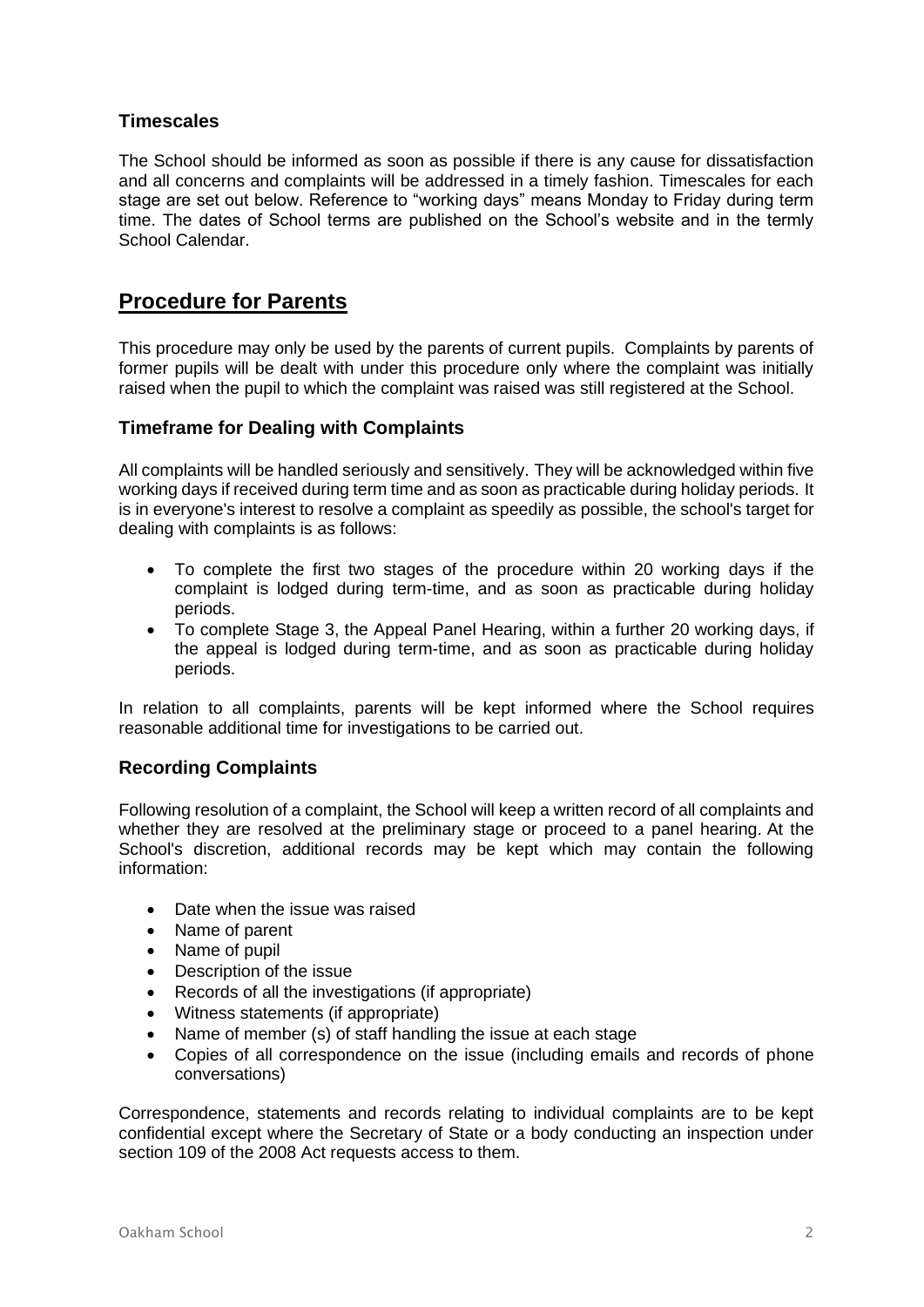### Timescales

The School should be informed as soon as possible if there is any cause for dissatisfaction and all concerns and complaints will be addressed in a timely fashion. Timescales for each stage are set out below. Reference to "working days" means Monday to Friday during term time. The dates of School terms are published on the School's website and in the termly School Calendar.

## Procedure for Parents

This procedure may only be used by the parents of current pupils. Complaints by parents of former pupils will be dealt with under this procedure only where the complaint was initially raised when the pupil to which the complaint was raised was still registered at the School.

### Timeframe for Dealing with Complaints

All complaints will be handled seriously and sensitively. They will be acknowledged within five working days if received during term time and as soon as practicable during holiday periods. It is in everyone's interest to resolve a complaint as speedily as possible, the school's target for dealing with complaints is as follows:

- To complete the first two stages of the procedure within 20 working days if the complaint is lodged during term-time, and as soon as practicable during holiday periods.
- To complete Stage 3, the Appeal Panel Hearing, within a further 20 working days, if the appeal is lodged during term-time, and as soon as practicable during holiday periods.

In relation to all complaints, parents will be kept informed where the School requires reasonable additional time for investigations to be carried out.

### Recording Complaints

Following resolution of a complaint, the School will keep a written record of all complaints and whether they are resolved at the preliminary stage or proceed to a panel hearing. At the School's discretion, additional records may be kept which may contain the following information:

- Date when the issue was raised
- Name of parent
- Name of pupil
- Description of the issue
- Records of all the investigations (if appropriate)
- Witness statements (if appropriate)
- Name of member (s) of staff handling the issue at each stage
- Copies of all correspondence on the issue (including emails and records of phone conversations)

Correspondence, statements and records relating to individual complaints are to be kept confidential except where the Secretary of State or a body conducting an inspection under section 109 of the 2008 Act requests access to them.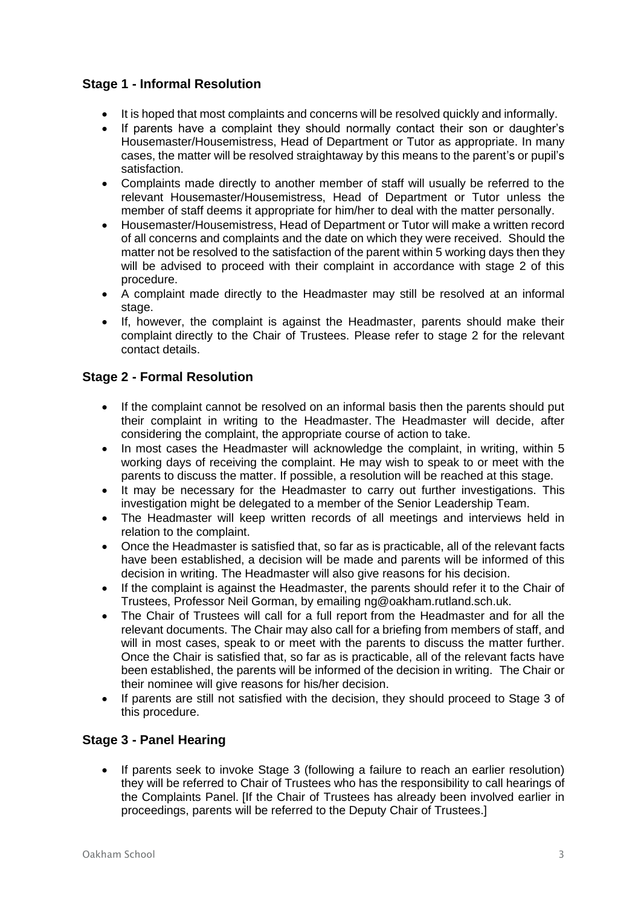### Stage 1 - Informal Resolution

- It is hoped that most complaints and concerns will be resolved quickly and informally.
- If parents have a complaint they should normally contact their son or daughter's Housemaster/Housemistress, Head of Department or Tutor as appropriate. In many cases, the matter will be resolved straightaway by this means to the parent's or pupil's satisfaction.
- Complaints made directly to another member of staff will usually be referred to the relevant Housemaster/Housemistress, Head of Department or Tutor unless the member of staff deems it appropriate for him/her to deal with the matter personally.
- Housemaster/Housemistress, Head of Department or Tutor will make a written record of all concerns and complaints and the date on which they were received. Should the matter not be resolved to the satisfaction of the parent within 5 working days then they will be advised to proceed with their complaint in accordance with stage 2 of this procedure.
- A complaint made directly to the Headmaster may still be resolved at an informal stage.
- If, however, the complaint is against the Headmaster, parents should make their complaint directly to the Chair of Trustees. Please refer to stage 2 for the relevant contact details.

### Stage 2 - Formal Resolution

- If the complaint cannot be resolved on an informal basis then the parents should put their complaint in writing to the Headmaster. The Headmaster will decide, after considering the complaint, the appropriate course of action to take.
- In most cases the Headmaster will acknowledge the complaint, in writing, within 5 working days of receiving the complaint. He may wish to speak to or meet with the parents to discuss the matter. If possible, a resolution will be reached at this stage.
- It may be necessary for the Headmaster to carry out further investigations. This investigation might be delegated to a member of the Senior Leadership Team.
- The Headmaster will keep written records of all meetings and interviews held in relation to the complaint.
- Once the Headmaster is satisfied that, so far as is practicable, all of the relevant facts have been established, a decision will be made and parents will be informed of this decision in writing. The Headmaster will also give reasons for his decision.
- If the complaint is against the Headmaster, the parents should refer it to the Chair of Trustees, Professor Neil Gorman, by emailing ng@oakham.rutland.sch.uk.
- The Chair of Trustees will call for a full report from the Headmaster and for all the relevant documents. The Chair may also call for a briefing from members of staff, and will in most cases, speak to or meet with the parents to discuss the matter further. Once the Chair is satisfied that, so far as is practicable, all of the relevant facts have been established, the parents will be informed of the decision in writing. The Chair or their nominee will give reasons for his/her decision.
- If parents are still not satisfied with the decision, they should proceed to Stage 3 of this procedure.

### Stage 3 - Panel Hearing

- If parents seek to invoke Stage 3 (following a failure to reach an earlier resolution) they will be referred to Chair of Trustees who has the responsibility to call hearings of the Complaints Panel. [If the Chair of Trustees has already been involved earlier in proceedings, parents will be referred to the Deputy Chair of Trustees.]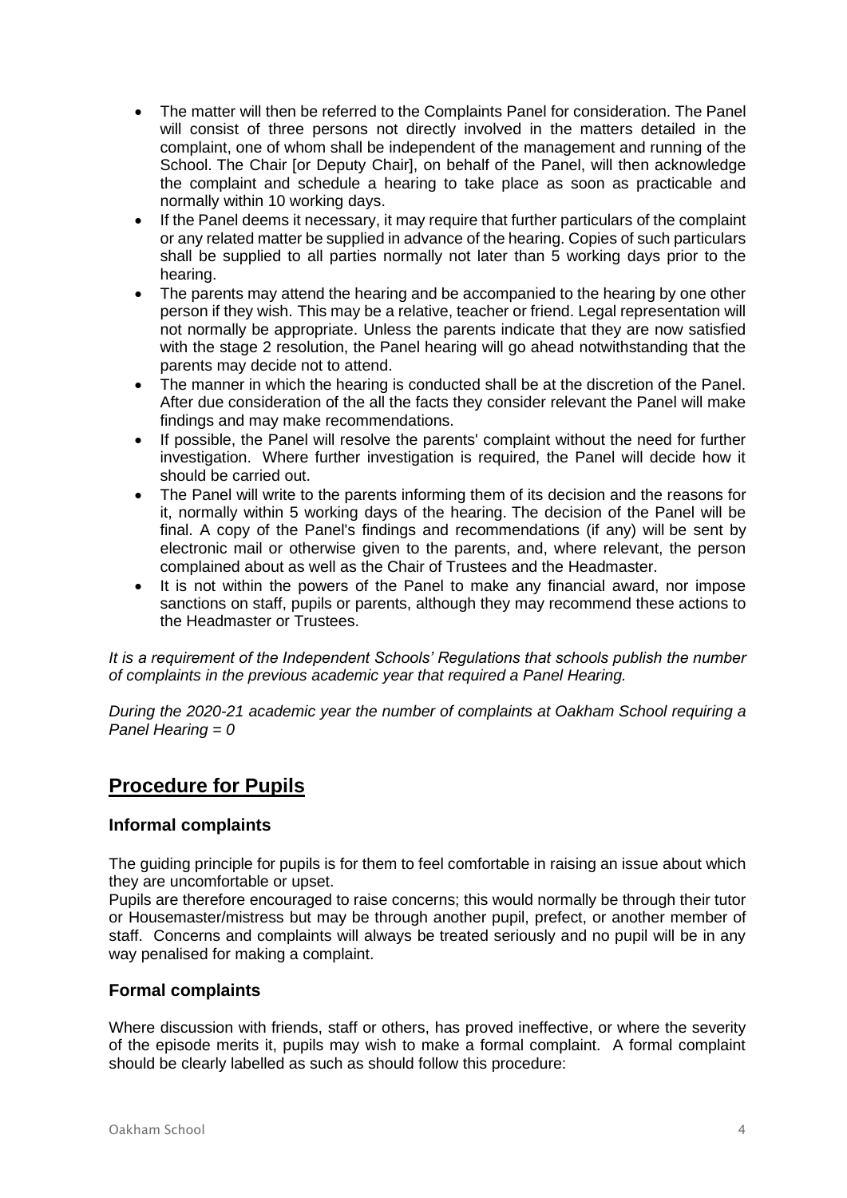- The matter will then be referred to the Complaints Panel for consideration. The Panel will consist of three persons not directly involved in the matters detailed in the complaint, one of whom shall be independent of the management and running of the School. The Chair [or Deputy Chair], on behalf of the Panel, will then acknowledge the complaint and schedule a hearing to take place as soon as practicable and normally within 10 working days.
- If the Panel deems it necessary, it may require that further particulars of the complaint or any related matter be supplied in advance of the hearing. Copies of such particulars shall be supplied to all parties normally not later than 5 working days prior to the hearing.
- The parents may attend the hearing and be accompanied to the hearing by one other person if they wish. This may be a relative, teacher or friend. Legal representation will not normally be appropriate. Unless the parents indicate that they are now satisfied with the stage 2 resolution, the Panel hearing will go ahead notwithstanding that the parents may decide not to attend.
- The manner in which the hearing is conducted shall be at the discretion of the Panel. After due consideration of the all the facts they consider relevant the Panel will make findings and may make recommendations.
- If possible, the Panel will resolve the parents' complaint without the need for further investigation. Where further investigation is required, the Panel will decide how it should be carried out.
- The Panel will write to the parents informing them of its decision and the reasons for it, normally within 5 working days of the hearing. The decision of the Panel will be final. A copy of the Panel's findings and recommendations (if any) will be sent by electronic mail or otherwise given to the parents, and, where relevant, the person complained about as well as the Chair of Trustees and the Headmaster.
- It is not within the powers of the Panel to make any financial award, nor impose sanctions on staff, pupils or parents, although they may recommend these actions to the Headmaster or Trustees.

*It is a requirement of the Independent Schools' Regulations that schools publish the number of complaints in the previous academic year that required a Panel Hearing.*

*During the 2020-21 academic year the number of complaints at Oakham School requiring a Panel Hearing = 0*

## Procedure for Pupils

### Informal complaints

The guiding principle for pupils is for them to feel comfortable in raising an issue about which they are uncomfortable or upset.

Pupils are therefore encouraged to raise concerns; this would normally be through their tutor or Housemaster/mistress but may be through another pupil, prefect, or another member of staff. Concerns and complaints will always be treated seriously and no pupil will be in any way penalised for making a complaint.

### Formal complaints

Where discussion with friends, staff or others, has proved ineffective, or where the severity of the episode merits it, pupils may wish to make a formal complaint. A formal complaint should be clearly labelled as such as should follow this procedure: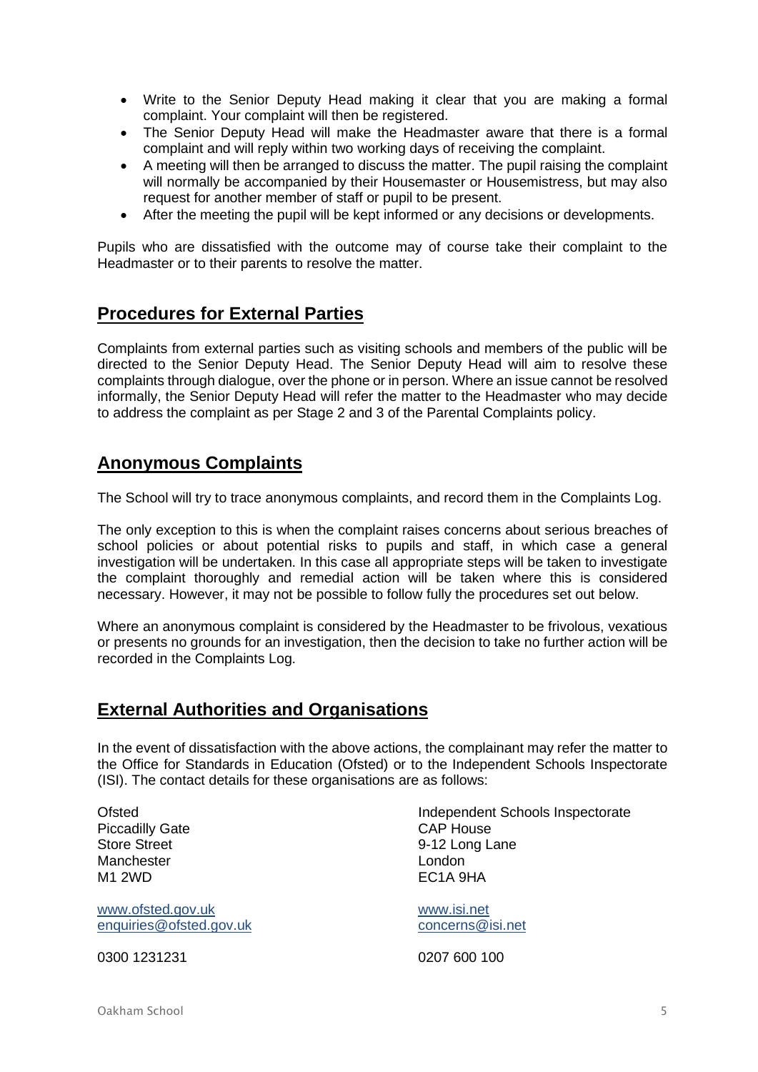- Write to the Senior Deputy Head making it clear that you are making a formal complaint. Your complaint will then be registered.
- The Senior Deputy Head will make the Headmaster aware that there is a formal complaint and will reply within two working days of receiving the complaint.
- A meeting will then be arranged to discuss the matter. The pupil raising the complaint will normally be accompanied by their Housemaster or Housemistress, but may also request for another member of staff or pupil to be present.
- After the meeting the pupil will be kept informed or any decisions or developments.

Pupils who are dissatisfied with the outcome may of course take their complaint to the Headmaster or to their parents to resolve the matter.

## Procedures for External Parties

Complaints from external parties such as visiting schools and members of the public will be directed to the Senior Deputy Head. The Senior Deputy Head will aim to resolve these complaints through dialogue, over the phone or in person. Where an issue cannot be resolved informally, the Senior Deputy Head will refer the matter to the Headmaster who may decide to address the complaint as per Stage 2 and 3 of the Parental Complaints policy.

## Anonymous Complaints

The School will try to trace anonymous complaints, and record them in the Complaints Log.

The only exception to this is when the complaint raises concerns about serious breaches of school policies or about potential risks to pupils and staff, in which case a general investigation will be undertaken. In this case all appropriate steps will be taken to investigate the complaint thoroughly and remedial action will be taken where this is considered necessary. However, it may not be possible to follow fully the procedures set out below.

Where an anonymous complaint is considered by the Headmaster to be frivolous, vexatious or presents no grounds for an investigation, then the decision to take no further action will be recorded in the Complaints Log.

## External Authorities and Organisations

In the event of dissatisfaction with the above actions, the complainant may refer the matter to the Office for Standards in Education (Ofsted) or to the Independent Schools Inspectorate (ISI). The contact details for these organisations are as follows:

Ofsted
Piccadilly Gate
Store Street
Manchester
M1 2WD

www.ofsted.gov.uk
enquiries@ofsted.gov.uk

0300 1231231

Independent Schools Inspectorate
CAP House
9-12 Long Lane
London
EC1A 9HA

www.isi.net
concerns@isi.net

0207 600 100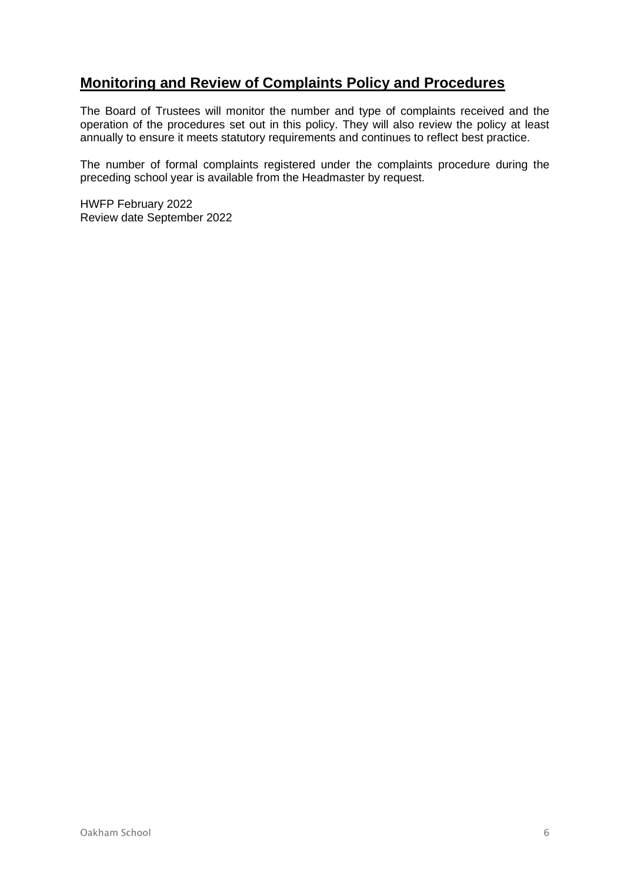## **Monitoring and Review of Complaints Policy and Procedures**

The Board of Trustees will monitor the number and type of complaints received and the operation of the procedures set out in this policy. They will also review the policy at least annually to ensure it meets statutory requirements and continues to reflect best practice.

The number of formal complaints registered under the complaints procedure during the preceding school year is available from the Headmaster by request.

HWFP February 2022
Review date September 2022